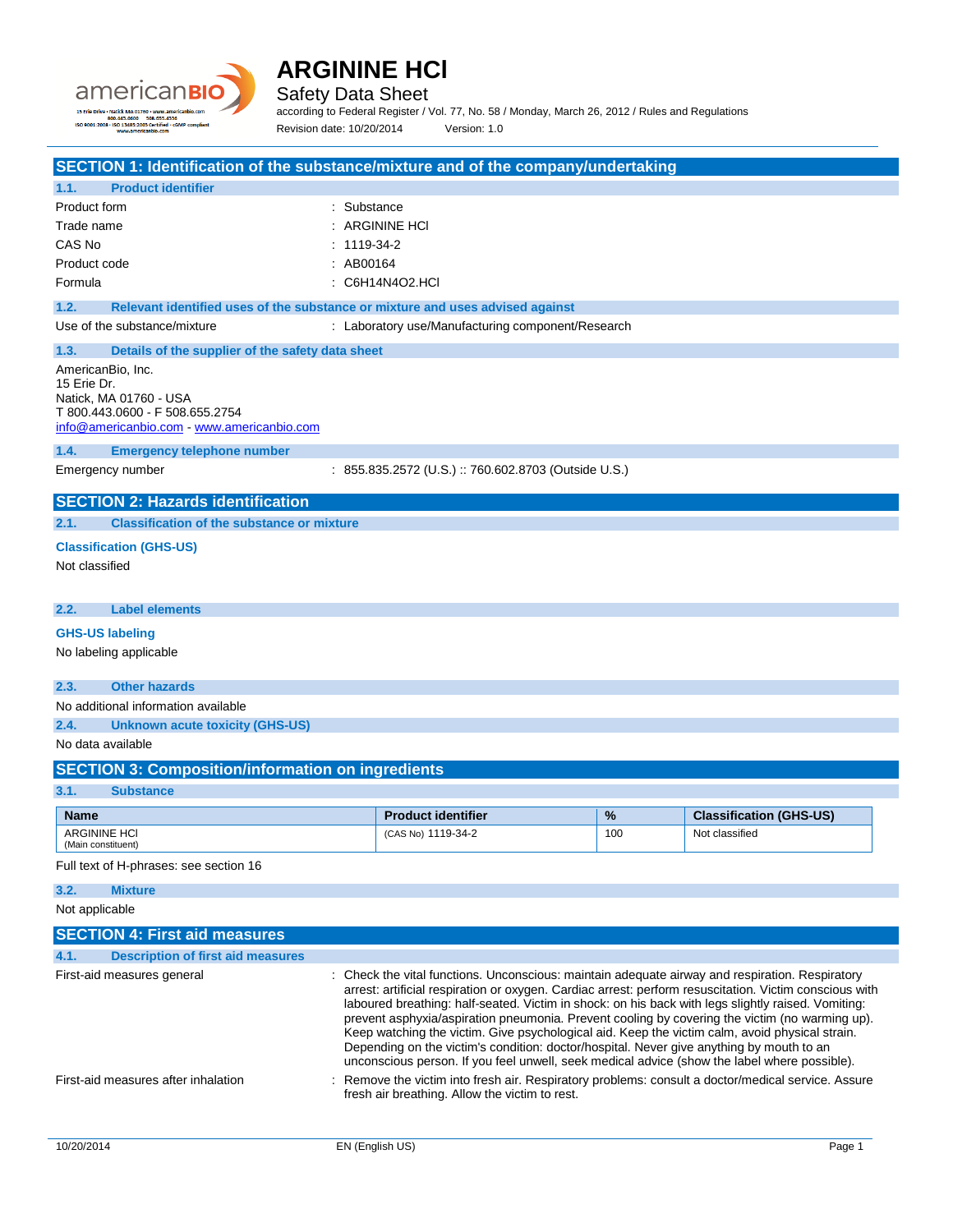# ARGININE HCl

Safety Data Sheet

according to Federal Register / Vol. 77, No. 58 / Monday, March 26, 2012 / Rules and Regulations

Revision date: 10/20/2014 Version: 1.0

## SECTION 1: Identification of the substance/mixture and of the company/undertaking

### 1.1. Product identifier

Product form : Substance

Trade name : ARGININE HCl

CAS No : 1119-34-2

Product code : AB00164

Formula : C6H14N4O2.HCl

### 1.2. Relevant identified uses of the substance or mixture and uses advised against

Use of the substance/mixture : Laboratory use/Manufacturing component/Research

### 1.3. Details of the supplier of the safety data sheet

AmericanBio, Inc.
15 Erie Dr.
Natick, MA 01760 - USA
T 800.443.0600 - F 508.655.2754
info@americanbio.com - www.americanbio.com

### 1.4. Emergency telephone number

Emergency number : 855.835.2572 (U.S.) :: 760.602.8703 (Outside U.S.)

## SECTION 2: Hazards identification

### 2.1. Classification of the substance or mixture

**Classification (GHS-US)**

Not classified

### 2.2. Label elements

**GHS-US labeling**

No labeling applicable

### 2.3. Other hazards

No additional information available

### 2.4. Unknown acute toxicity (GHS-US)

No data available

## SECTION 3: Composition/information on ingredients

### 3.1. Substance

| Name | Product identifier | % | Classification (GHS-US) |
|---|---|---|---|
| ARGININE HCl (Main constituent) | (CAS No) 1119-34-2 | 100 | Not classified |

Full text of H-phrases: see section 16

### 3.2. Mixture

Not applicable

## SECTION 4: First aid measures

### 4.1. Description of first aid measures

First-aid measures general : Check the vital functions. Unconscious: maintain adequate airway and respiration. Respiratory arrest: artificial respiration or oxygen. Cardiac arrest: perform resuscitation. Victim conscious with laboured breathing: half-seated. Victim in shock: on his back with legs slightly raised. Vomiting: prevent asphyxia/aspiration pneumonia. Prevent cooling by covering the victim (no warming up). Keep watching the victim. Give psychological aid. Keep the victim calm, avoid physical strain. Depending on the victim's condition: doctor/hospital. Never give anything by mouth to an unconscious person. If you feel unwell, seek medical advice (show the label where possible).

First-aid measures after inhalation : Remove the victim into fresh air. Respiratory problems: consult a doctor/medical service. Assure fresh air breathing. Allow the victim to rest.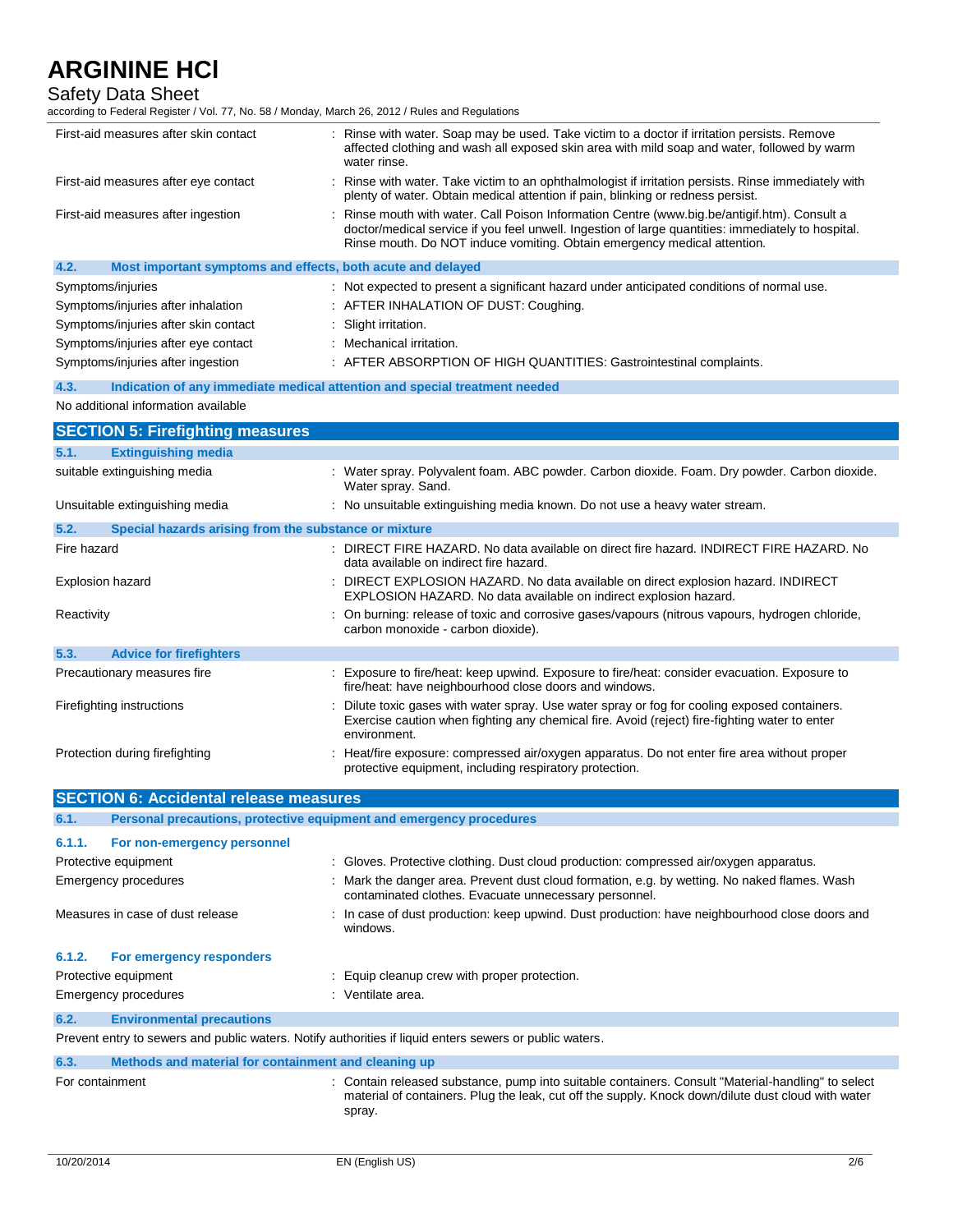| | |
|---|---|
| First-aid measures after skin contact | : Rinse with water. Soap may be used. Take victim to a doctor if irritation persists. Remove affected clothing and wash all exposed skin area with mild soap and water, followed by warm water rinse. |
| First-aid measures after eye contact | : Rinse with water. Take victim to an ophthalmologist if irritation persists. Rinse immediately with plenty of water. Obtain medical attention if pain, blinking or redness persist. |
| First-aid measures after ingestion | : Rinse mouth with water. Call Poison Information Centre (www.big.be/antigif.htm). Consult a doctor/medical service if you feel unwell. Ingestion of large quantities: immediately to hospital. Rinse mouth. Do NOT induce vomiting. Obtain emergency medical attention. |

### 4.2. Most important symptoms and effects, both acute and delayed

| | |
|---|---|
| Symptoms/injuries | : Not expected to present a significant hazard under anticipated conditions of normal use. |
| Symptoms/injuries after inhalation | : AFTER INHALATION OF DUST: Coughing. |
| Symptoms/injuries after skin contact | : Slight irritation. |
| Symptoms/injuries after eye contact | : Mechanical irritation. |
| Symptoms/injuries after ingestion | : AFTER ABSORPTION OF HIGH QUANTITIES: Gastrointestinal complaints. |

### 4.3. Indication of any immediate medical attention and special treatment needed

No additional information available

## SECTION 5: Firefighting measures

### 5.1. Extinguishing media

| | |
|---|---|
| suitable extinguishing media | : Water spray. Polyvalent foam. ABC powder. Carbon dioxide. Foam. Dry powder. Carbon dioxide. Water spray. Sand. |
| Unsuitable extinguishing media | : No unsuitable extinguishing media known. Do not use a heavy water stream. |

### 5.2. Special hazards arising from the substance or mixture

| | |
|---|---|
| Fire hazard | : DIRECT FIRE HAZARD. No data available on direct fire hazard. INDIRECT FIRE HAZARD. No data available on indirect fire hazard. |
| Explosion hazard | : DIRECT EXPLOSION HAZARD. No data available on direct explosion hazard. INDIRECT EXPLOSION HAZARD. No data available on indirect explosion hazard. |
| Reactivity | : On burning: release of toxic and corrosive gases/vapours (nitrous vapours, hydrogen chloride, carbon monoxide - carbon dioxide). |

### 5.3. Advice for firefighters

| | |
|---|---|
| Precautionary measures fire | : Exposure to fire/heat: keep upwind. Exposure to fire/heat: consider evacuation. Exposure to fire/heat: have neighbourhood close doors and windows. |
| Firefighting instructions | : Dilute toxic gases with water spray. Use water spray or fog for cooling exposed containers. Exercise caution when fighting any chemical fire. Avoid (reject) fire-fighting water to enter environment. |
| Protection during firefighting | : Heat/fire exposure: compressed air/oxygen apparatus. Do not enter fire area without proper protective equipment, including respiratory protection. |

## SECTION 6: Accidental release measures

### 6.1. Personal precautions, protective equipment and emergency procedures

#### 6.1.1. For non-emergency personnel

| | |
|---|---|
| Protective equipment | : Gloves. Protective clothing. Dust cloud production: compressed air/oxygen apparatus. |
| Emergency procedures | : Mark the danger area. Prevent dust cloud formation, e.g. by wetting. No naked flames. Wash contaminated clothes. Evacuate unnecessary personnel. |
| Measures in case of dust release | : In case of dust production: keep upwind. Dust production: have neighbourhood close doors and windows. |

#### 6.1.2. For emergency responders

| | |
|---|---|
| Protective equipment | : Equip cleanup crew with proper protection. |
| Emergency procedures | : Ventilate area. |

### 6.2. Environmental precautions

Prevent entry to sewers and public waters. Notify authorities if liquid enters sewers or public waters.

### 6.3. Methods and material for containment and cleaning up

| | |
|---|---|
| For containment | : Contain released substance, pump into suitable containers. Consult "Material-handling" to select material of containers. Plug the leak, cut off the supply. Knock down/dilute dust cloud with water spray. |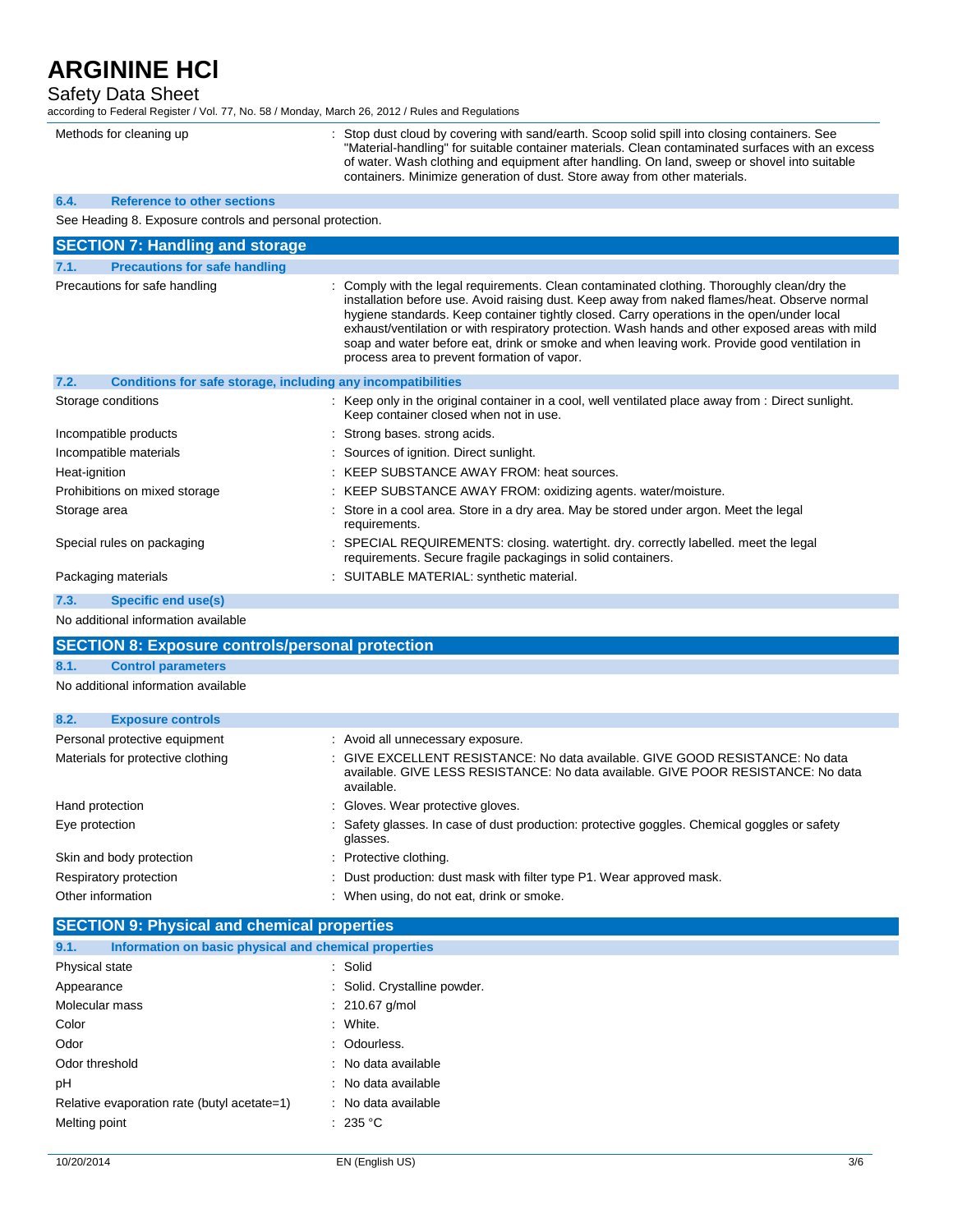| | |
|---|---|
| Methods for cleaning up | : Stop dust cloud by covering with sand/earth. Scoop solid spill into closing containers. See "Material-handling" for suitable container materials. Clean contaminated surfaces with an excess of water. Wash clothing and equipment after handling. On land, sweep or shovel into suitable containers. Minimize generation of dust. Store away from other materials. |

### 6.4. Reference to other sections

See Heading 8. Exposure controls and personal protection.

## SECTION 7: Handling and storage

### 7.1. Precautions for safe handling

| | |
|---|---|
| Precautions for safe handling | : Comply with the legal requirements. Clean contaminated clothing. Thoroughly clean/dry the installation before use. Avoid raising dust. Keep away from naked flames/heat. Observe normal hygiene standards. Keep container tightly closed. Carry operations in the open/under local exhaust/ventilation or with respiratory protection. Wash hands and other exposed areas with mild soap and water before eat, drink or smoke and when leaving work. Provide good ventilation in process area to prevent formation of vapor. |

### 7.2. Conditions for safe storage, including any incompatibilities

| | |
|---|---|
| Storage conditions | : Keep only in the original container in a cool, well ventilated place away from : Direct sunlight. Keep container closed when not in use. |
| Incompatible products | : Strong bases. strong acids. |
| Incompatible materials | : Sources of ignition. Direct sunlight. |
| Heat-ignition | : KEEP SUBSTANCE AWAY FROM: heat sources. |
| Prohibitions on mixed storage | : KEEP SUBSTANCE AWAY FROM: oxidizing agents. water/moisture. |
| Storage area | : Store in a cool area. Store in a dry area. May be stored under argon. Meet the legal requirements. |
| Special rules on packaging | : SPECIAL REQUIREMENTS: closing. watertight. dry. correctly labelled. meet the legal requirements. Secure fragile packagings in solid containers. |
| Packaging materials | : SUITABLE MATERIAL: synthetic material. |

### 7.3. Specific end use(s)

No additional information available

## SECTION 8: Exposure controls/personal protection

### 8.1. Control parameters

No additional information available

### 8.2. Exposure controls

| | |
|---|---|
| Personal protective equipment | : Avoid all unnecessary exposure. |
| Materials for protective clothing | : GIVE EXCELLENT RESISTANCE: No data available. GIVE GOOD RESISTANCE: No data available. GIVE LESS RESISTANCE: No data available. GIVE POOR RESISTANCE: No data available. |
| Hand protection | : Gloves. Wear protective gloves. |
| Eye protection | : Safety glasses. In case of dust production: protective goggles. Chemical goggles or safety glasses. |
| Skin and body protection | : Protective clothing. |
| Respiratory protection | : Dust production: dust mask with filter type P1. Wear approved mask. |
| Other information | : When using, do not eat, drink or smoke. |

## SECTION 9: Physical and chemical properties

### 9.1. Information on basic physical and chemical properties

| | |
|---|---|
| Physical state | : Solid |
| Appearance | : Solid. Crystalline powder. |
| Molecular mass | : 210.67 g/mol |
| Color | : White. |
| Odor | : Odourless. |
| Odor threshold | : No data available |
| pH | : No data available |
| Relative evaporation rate (butyl acetate=1) | : No data available |
| Melting point | : 235 °C |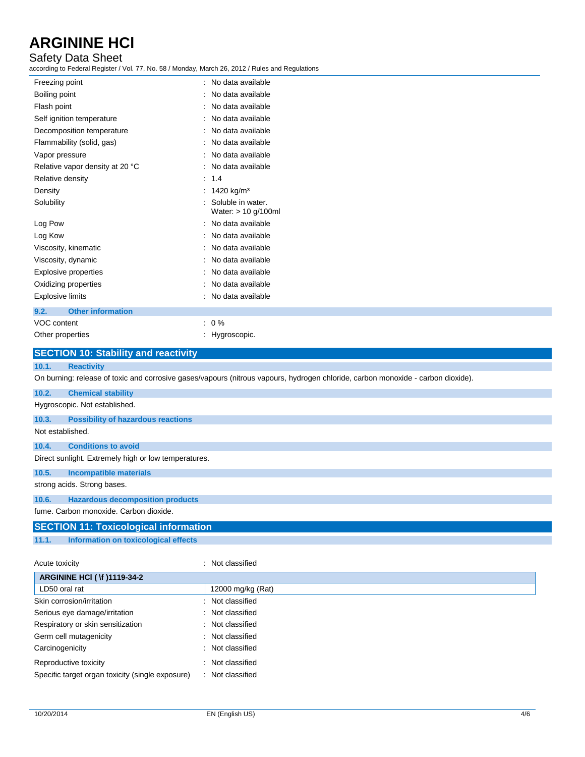| | |
|---|---|
| Freezing point | : No data available |
| Boiling point | : No data available |
| Flash point | : No data available |
| Self ignition temperature | : No data available |
| Decomposition temperature | : No data available |
| Flammability (solid, gas) | : No data available |
| Vapor pressure | : No data available |
| Relative vapor density at 20 °C | : No data available |
| Relative density | : 1.4 |
| Density | : 1420 kg/m³ |
| Solubility | : Soluble in water. Water: > 10 g/100ml |
| Log Pow | : No data available |
| Log Kow | : No data available |
| Viscosity, kinematic | : No data available |
| Viscosity, dynamic | : No data available |
| Explosive properties | : No data available |
| Oxidizing properties | : No data available |
| Explosive limits | : No data available |

### 9.2. Other information

| | |
|---|---|
| VOC content | : 0 % |
| Other properties | : Hygroscopic. |

## SECTION 10: Stability and reactivity

### 10.1. Reactivity

On burning: release of toxic and corrosive gases/vapours (nitrous vapours, hydrogen chloride, carbon monoxide - carbon dioxide).

### 10.2. Chemical stability

Hygroscopic. Not established.

### 10.3. Possibility of hazardous reactions

Not established.

### 10.4. Conditions to avoid

Direct sunlight. Extremely high or low temperatures.

### 10.5. Incompatible materials

strong acids. Strong bases.

### 10.6. Hazardous decomposition products

fume. Carbon monoxide. Carbon dioxide.

## SECTION 11: Toxicological information

### 11.1. Information on toxicological effects

Acute toxicity : Not classified

| ARGININE HCl ( \f )1119-34-2 | |
|---|---|
| LD50 oral rat | 12000 mg/kg (Rat) |

| | |
|---|---|
| Skin corrosion/irritation | : Not classified |
| Serious eye damage/irritation | : Not classified |
| Respiratory or skin sensitization | : Not classified |
| Germ cell mutagenicity | : Not classified |
| Carcinogenicity | : Not classified |
| Reproductive toxicity | : Not classified |
| Specific target organ toxicity (single exposure) | : Not classified |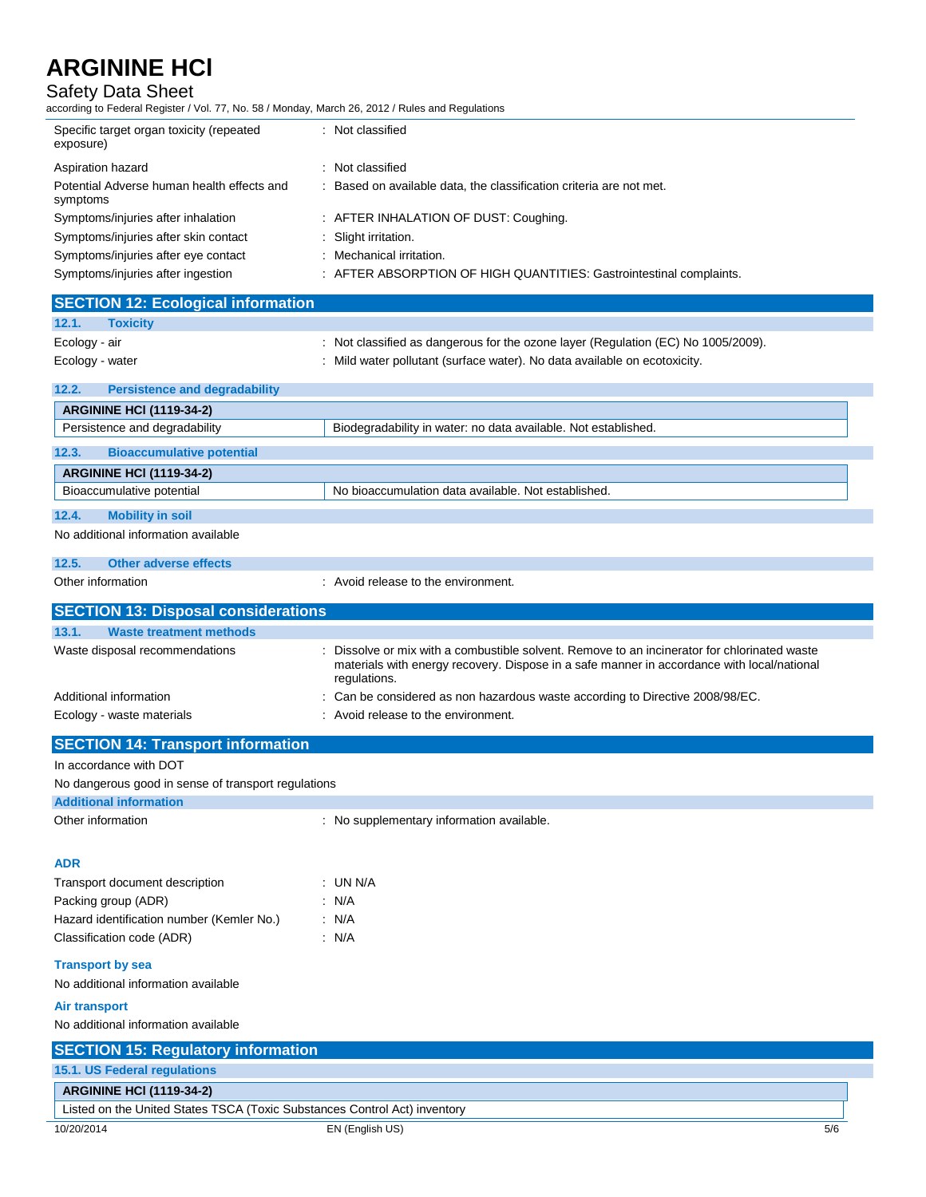| | |
|---|---|
| Specific target organ toxicity (repeated exposure) | : Not classified |
| Aspiration hazard | : Not classified |
| Potential Adverse human health effects and symptoms | : Based on available data, the classification criteria are not met. |
| Symptoms/injuries after inhalation | : AFTER INHALATION OF DUST: Coughing. |
| Symptoms/injuries after skin contact | : Slight irritation. |
| Symptoms/injuries after eye contact | : Mechanical irritation. |
| Symptoms/injuries after ingestion | : AFTER ABSORPTION OF HIGH QUANTITIES: Gastrointestinal complaints. |

## SECTION 12: Ecological information

### 12.1. Toxicity

| | |
|---|---|
| Ecology - air | : Not classified as dangerous for the ozone layer (Regulation (EC) No 1005/2009). |
| Ecology - water | : Mild water pollutant (surface water). No data available on ecotoxicity. |

### 12.2. Persistence and degradability

| ARGININE HCl (1119-34-2) | |
|---|---|
| Persistence and degradability | Biodegradability in water: no data available. Not established. |

### 12.3. Bioaccumulative potential

| ARGININE HCl (1119-34-2) | |
|---|---|
| Bioaccumulative potential | No bioaccumulation data available. Not established. |

### 12.4. Mobility in soil

No additional information available

### 12.5. Other adverse effects

| | |
|---|---|
| Other information | : Avoid release to the environment. |

## SECTION 13: Disposal considerations

### 13.1. Waste treatment methods

| | |
|---|---|
| Waste disposal recommendations | : Dissolve or mix with a combustible solvent. Remove to an incinerator for chlorinated waste materials with energy recovery. Dispose in a safe manner in accordance with local/national regulations. |
| Additional information | : Can be considered as non hazardous waste according to Directive 2008/98/EC. |
| Ecology - waste materials | : Avoid release to the environment. |

## SECTION 14: Transport information

In accordance with DOT

No dangerous good in sense of transport regulations

**Additional information**

| | |
|---|---|
| Other information | : No supplementary information available. |

**ADR**

| | |
|---|---|
| Transport document description | : UN N/A |
| Packing group (ADR) | : N/A |
| Hazard identification number (Kemler No.) | : N/A |
| Classification code (ADR) | : N/A |

**Transport by sea**

No additional information available

**Air transport**

No additional information available

## SECTION 15: Regulatory information

### 15.1. US Federal regulations

| ARGININE HCl (1119-34-2) |
|---|
| Listed on the United States TSCA (Toxic Substances Control Act) inventory |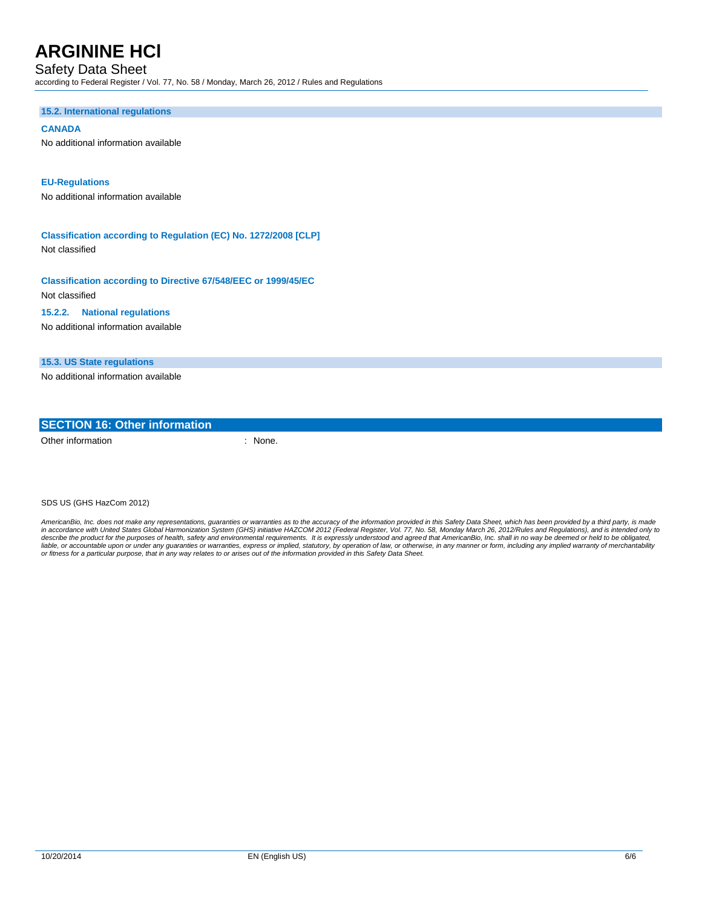### 15.2. International regulations

**CANADA**

No additional information available

**EU-Regulations**

No additional information available

**Classification according to Regulation (EC) No. 1272/2008 [CLP]**

Not classified

**Classification according to Directive 67/548/EEC or 1999/45/EC**

Not classified

**15.2.2. National regulations**

No additional information available

### 15.3. US State regulations

No additional information available

## SECTION 16: Other information

Other information : None.

SDS US (GHS HazCom 2012)

*AmericanBio, Inc. does not make any representations, guaranties or warranties as to the accuracy of the information provided in this Safety Data Sheet, which has been provided by a third party, is made in accordance with United States Global Harmonization System (GHS) initiative HAZCOM 2012 (Federal Register, Vol. 77, No. 58, Monday March 26, 2012/Rules and Regulations), and is intended only to describe the product for the purposes of health, safety and environmental requirements. It is expressly understood and agreed that AmericanBio, Inc. shall in no way be deemed or held to be obligated, liable, or accountable upon or under any guaranties or warranties, express or implied, statutory, by operation of law, or otherwise, in any manner or form, including any implied warranty of merchantability or fitness for a particular purpose, that in any way relates to or arises out of the information provided in this Safety Data Sheet.*